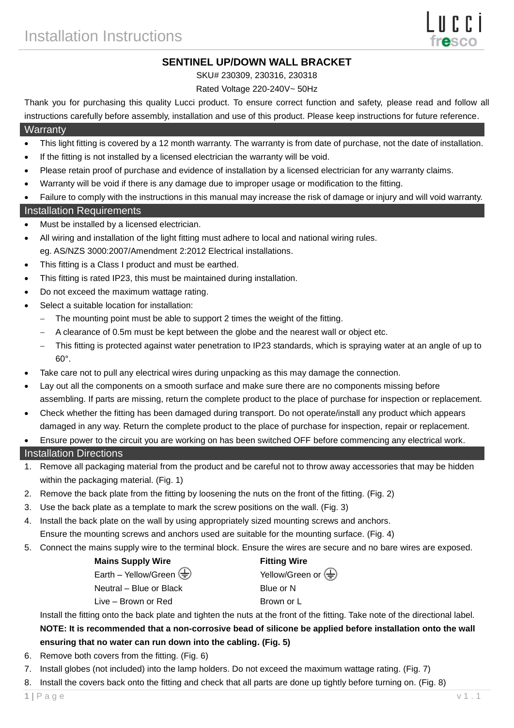# Installation Instructions

## SENTINEL UP/DOWN WALL BRACKET

SKU# 230309, 230316, 230318

Rated Voltage 220-240V~ 50Hz

Thank you for purchasing this quality Lucci product. To ensure correct function and safety, please read and follow all instructions carefully before assembly, installation and use of this product. Please keep instructions for future reference.

### Warranty

- This light fitting is covered by a 12 month warranty. The warranty is from date of purchase, not the date of installation.
- If the fitting is not installed by a licensed electrician the warranty will be void.
- Please retain proof of purchase and evidence of installation by a licensed electrician for any warranty claims.
- Warranty will be void if there is any damage due to improper usage or modification to the fitting.
- Failure to comply with the instructions in this manual may increase the risk of damage or injury and will void warranty.

### Installation Requirements

- Must be installed by a licensed electrician.
- All wiring and installation of the light fitting must adhere to local and national wiring rules.
  eg. AS/NZS 3000:2007/Amendment 2:2012 Electrical installations.
- This fitting is a Class I product and must be earthed.
- This fitting is rated IP23, this must be maintained during installation.
- Do not exceed the maximum wattage rating.
- Select a suitable location for installation:
  - The mounting point must be able to support 2 times the weight of the fitting.
  - A clearance of 0.5m must be kept between the globe and the nearest wall or object etc.
  - This fitting is protected against water penetration to IP23 standards, which is spraying water at an angle of up to 60°.
- Take care not to pull any electrical wires during unpacking as this may damage the connection.
- Lay out all the components on a smooth surface and make sure there are no components missing before assembling. If parts are missing, return the complete product to the place of purchase for inspection or replacement.
- Check whether the fitting has been damaged during transport. Do not operate/install any product which appears damaged in any way. Return the complete product to the place of purchase for inspection, repair or replacement.
- Ensure power to the circuit you are working on has been switched OFF before commencing any electrical work.

### Installation Directions

1. Remove all packaging material from the product and be careful not to throw away accessories that may be hidden within the packaging material. (Fig. 1)
2. Remove the back plate from the fitting by loosening the nuts on the front of the fitting. (Fig. 2)
3. Use the back plate as a template to mark the screw positions on the wall. (Fig. 3)
4. Install the back plate on the wall by using appropriately sized mounting screws and anchors.
   Ensure the mounting screws and anchors used are suitable for the mounting surface. (Fig. 4)
5. Connect the mains supply wire to the terminal block. Ensure the wires are secure and no bare wires are exposed.

   | Mains Supply Wire | Fitting Wire |
   |---|---|
   | Earth – Yellow/Green ⏚ | Yellow/Green or ⏚ |
   | Neutral – Blue or Black | Blue or N |
   | Live – Brown or Red | Brown or L |

   Install the fitting onto the back plate and tighten the nuts at the front of the fitting. Take note of the directional label.
   **NOTE: It is recommended that a non-corrosive bead of silicone be applied before installation onto the wall ensuring that no water can run down into the cabling. (Fig. 5)**
6. Remove both covers from the fitting. (Fig. 6)
7. Install globes (not included) into the lamp holders. Do not exceed the maximum wattage rating. (Fig. 7)
8. Install the covers back onto the fitting and check that all parts are done up tightly before turning on. (Fig. 8)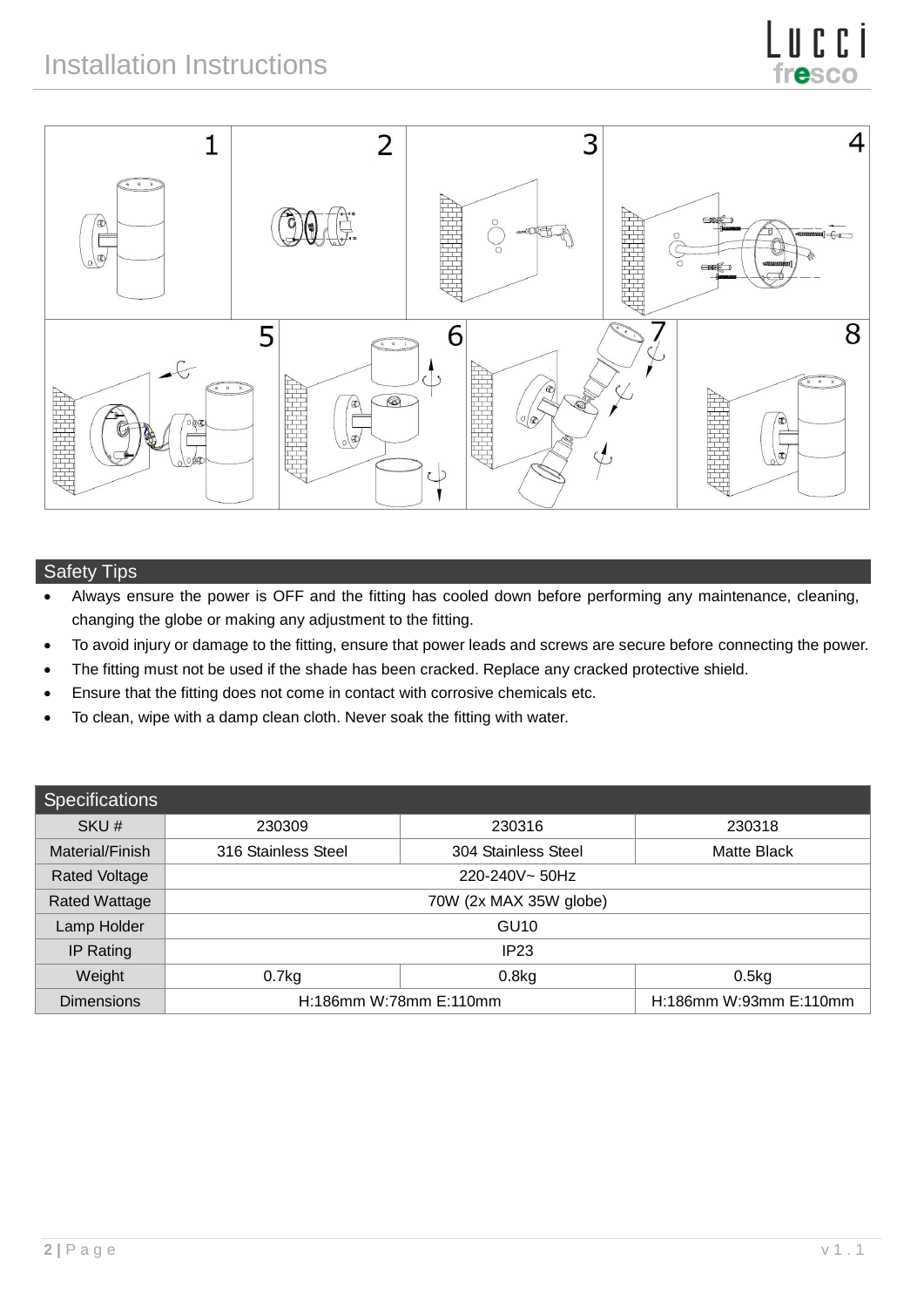# Installation Instructions

1

2

3

4

5

6

7

8

## Safety Tips

- Always ensure the power is OFF and the fitting has cooled down before performing any maintenance, cleaning, changing the globe or making any adjustment to the fitting.
- To avoid injury or damage to the fitting, ensure that power leads and screws are secure before connecting the power.
- The fitting must not be used if the shade has been cracked. Replace any cracked protective shield.
- Ensure that the fitting does not come in contact with corrosive chemicals etc.
- To clean, wipe with a damp clean cloth. Never soak the fitting with water.

## Specifications

| SKU # | 230309 | 230316 | 230318 |
|---|---|---|---|
| Material/Finish | 316 Stainless Steel | 304 Stainless Steel | Matte Black |
| Rated Voltage | 220-240V~ 50Hz | | |
| Rated Wattage | 70W (2x MAX 35W globe) | | |
| Lamp Holder | GU10 | | |
| IP Rating | IP23 | | |
| Weight | 0.7kg | 0.8kg | 0.5kg |
| Dimensions | H:186mm W:78mm E:110mm | | H:186mm W:93mm E:110mm |